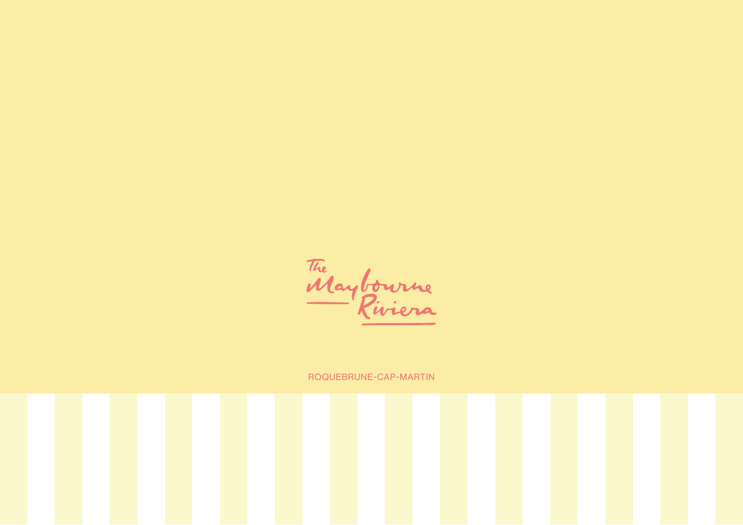The Maybourne Riviera

ROQUEBRUNE-CAP-MARTIN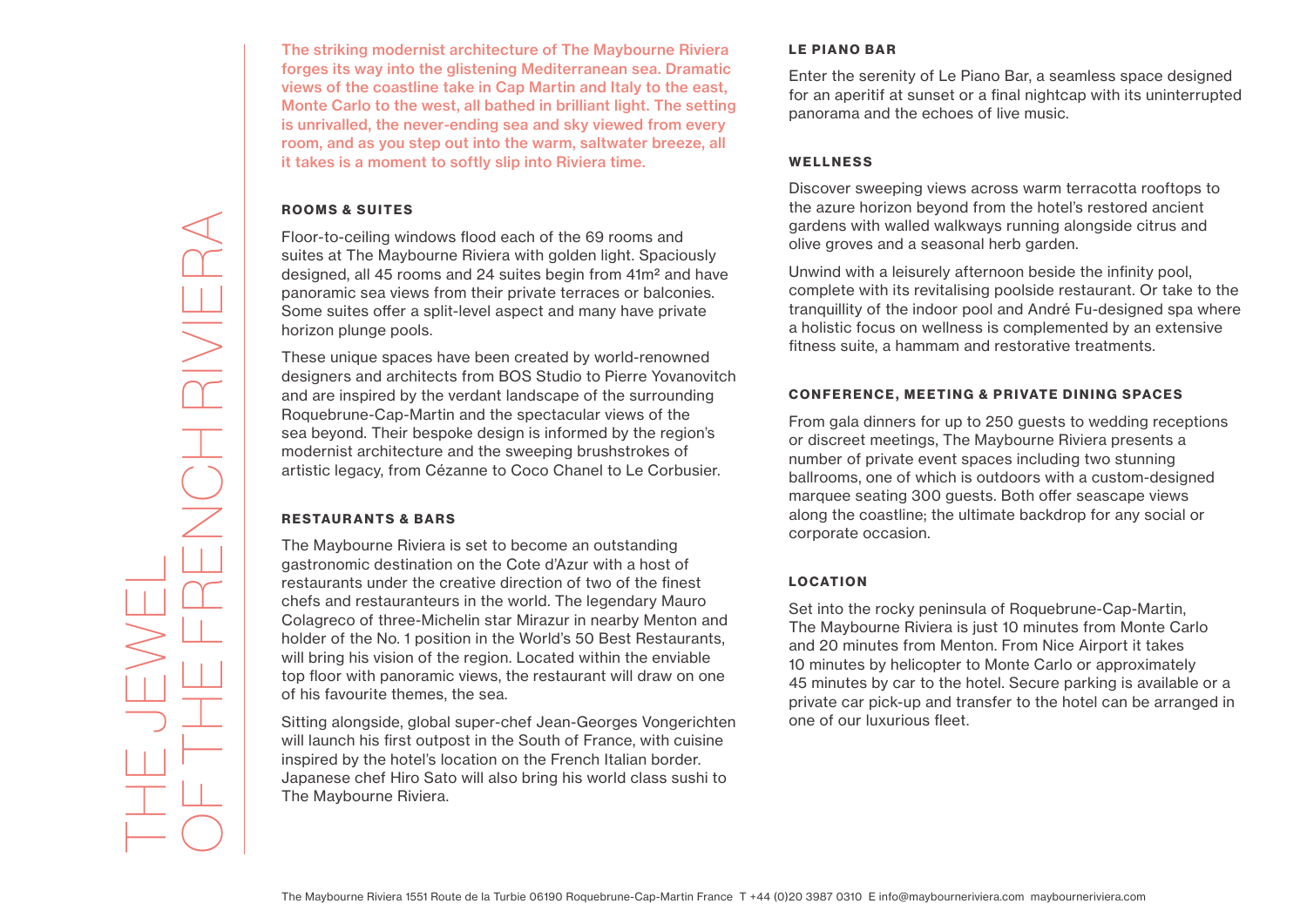# THE JEWEL OF THE FRENCH RIVIERA

**The striking modernist architecture of The Maybourne Riviera forges its way into the glistening Mediterranean sea. Dramatic views of the coastline take in Cap Martin and Italy to the east, Monte Carlo to the west, all bathed in brilliant light. The setting is unrivalled, the never-ending sea and sky viewed from every room, and as you step out into the warm, saltwater breeze, all it takes is a moment to softly slip into Riviera time.**

## ROOMS & SUITES

Floor-to-ceiling windows flood each of the 69 rooms and suites at The Maybourne Riviera with golden light. Spaciously designed, all 45 rooms and 24 suites begin from 41m² and have panoramic sea views from their private terraces or balconies. Some suites offer a split-level aspect and many have private horizon plunge pools.

These unique spaces have been created by world-renowned designers and architects from BOS Studio to Pierre Yovanovitch and are inspired by the verdant landscape of the surrounding Roquebrune-Cap-Martin and the spectacular views of the sea beyond. Their bespoke design is informed by the region's modernist architecture and the sweeping brushstrokes of artistic legacy, from Cézanne to Coco Chanel to Le Corbusier.

## RESTAURANTS & BARS

The Maybourne Riviera is set to become an outstanding gastronomic destination on the Cote d'Azur with a host of restaurants under the creative direction of two of the finest chefs and restauranteurs in the world. The legendary Mauro Colagreco of three-Michelin star Mirazur in nearby Menton and holder of the No. 1 position in the World's 50 Best Restaurants, will bring his vision of the region. Located within the enviable top floor with panoramic views, the restaurant will draw on one of his favourite themes, the sea.

Sitting alongside, global super-chef Jean-Georges Vongerichten will launch his first outpost in the South of France, with cuisine inspired by the hotel's location on the French Italian border. Japanese chef Hiro Sato will also bring his world class sushi to The Maybourne Riviera.

## LE PIANO BAR

Enter the serenity of Le Piano Bar, a seamless space designed for an aperitif at sunset or a final nightcap with its uninterrupted panorama and the echoes of live music.

## WELLNESS

Discover sweeping views across warm terracotta rooftops to the azure horizon beyond from the hotel's restored ancient gardens with walled walkways running alongside citrus and olive groves and a seasonal herb garden.

Unwind with a leisurely afternoon beside the infinity pool, complete with its revitalising poolside restaurant. Or take to the tranquillity of the indoor pool and André Fu-designed spa where a holistic focus on wellness is complemented by an extensive fitness suite, a hammam and restorative treatments.

## CONFERENCE, MEETING & PRIVATE DINING SPACES

From gala dinners for up to 250 guests to wedding receptions or discreet meetings, The Maybourne Riviera presents a number of private event spaces including two stunning ballrooms, one of which is outdoors with a custom-designed marquee seating 300 guests. Both offer seascape views along the coastline; the ultimate backdrop for any social or corporate occasion.

## LOCATION

Set into the rocky peninsula of Roquebrune-Cap-Martin, The Maybourne Riviera is just 10 minutes from Monte Carlo and 20 minutes from Menton. From Nice Airport it takes 10 minutes by helicopter to Monte Carlo or approximately 45 minutes by car to the hotel. Secure parking is available or a private car pick-up and transfer to the hotel can be arranged in one of our luxurious fleet.

The Maybourne Riviera 1551 Route de la Turbie 06190 Roquebrune-Cap-Martin France T +44 (0)20 3987 0310 E info@maybourneriviera.com maybourneriviera.com